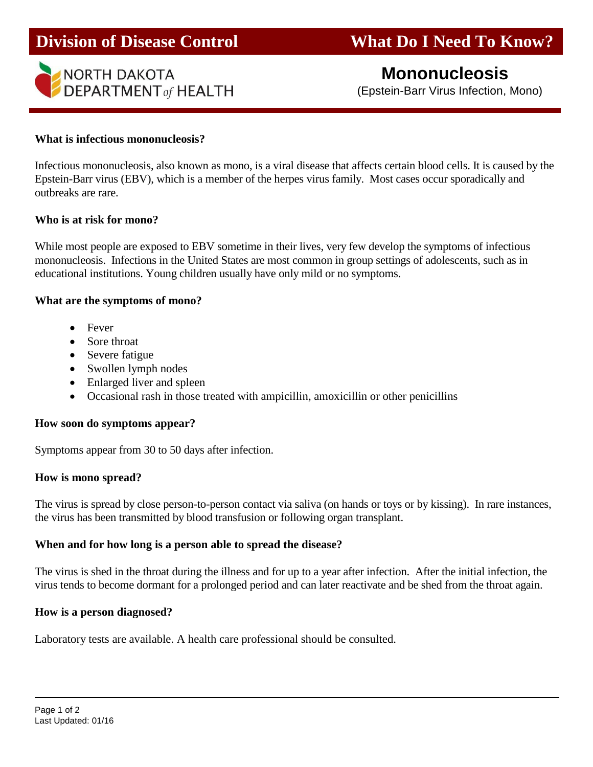**Division of Disease Control** **What Do I Need To Know?**

NORTH DAKOTA DEPARTMENT *of* HEALTH

# Mononucleosis

(Epstein-Barr Virus Infection, Mono)

### What is infectious mononucleosis?

Infectious mononucleosis, also known as mono, is a viral disease that affects certain blood cells. It is caused by the Epstein-Barr virus (EBV), which is a member of the herpes virus family. Most cases occur sporadically and outbreaks are rare.

### Who is at risk for mono?

While most people are exposed to EBV sometime in their lives, very few develop the symptoms of infectious mononucleosis. Infections in the United States are most common in group settings of adolescents, such as in educational institutions. Young children usually have only mild or no symptoms.

### What are the symptoms of mono?

- Fever
- Sore throat
- Severe fatigue
- Swollen lymph nodes
- Enlarged liver and spleen
- Occasional rash in those treated with ampicillin, amoxicillin or other penicillins

### How soon do symptoms appear?

Symptoms appear from 30 to 50 days after infection.

### How is mono spread?

The virus is spread by close person-to-person contact via saliva (on hands or toys or by kissing). In rare instances, the virus has been transmitted by blood transfusion or following organ transplant.

### When and for how long is a person able to spread the disease?

The virus is shed in the throat during the illness and for up to a year after infection. After the initial infection, the virus tends to become dormant for a prolonged period and can later reactivate and be shed from the throat again.

### How is a person diagnosed?

Laboratory tests are available. A health care professional should be consulted.

Last Updated: 01/16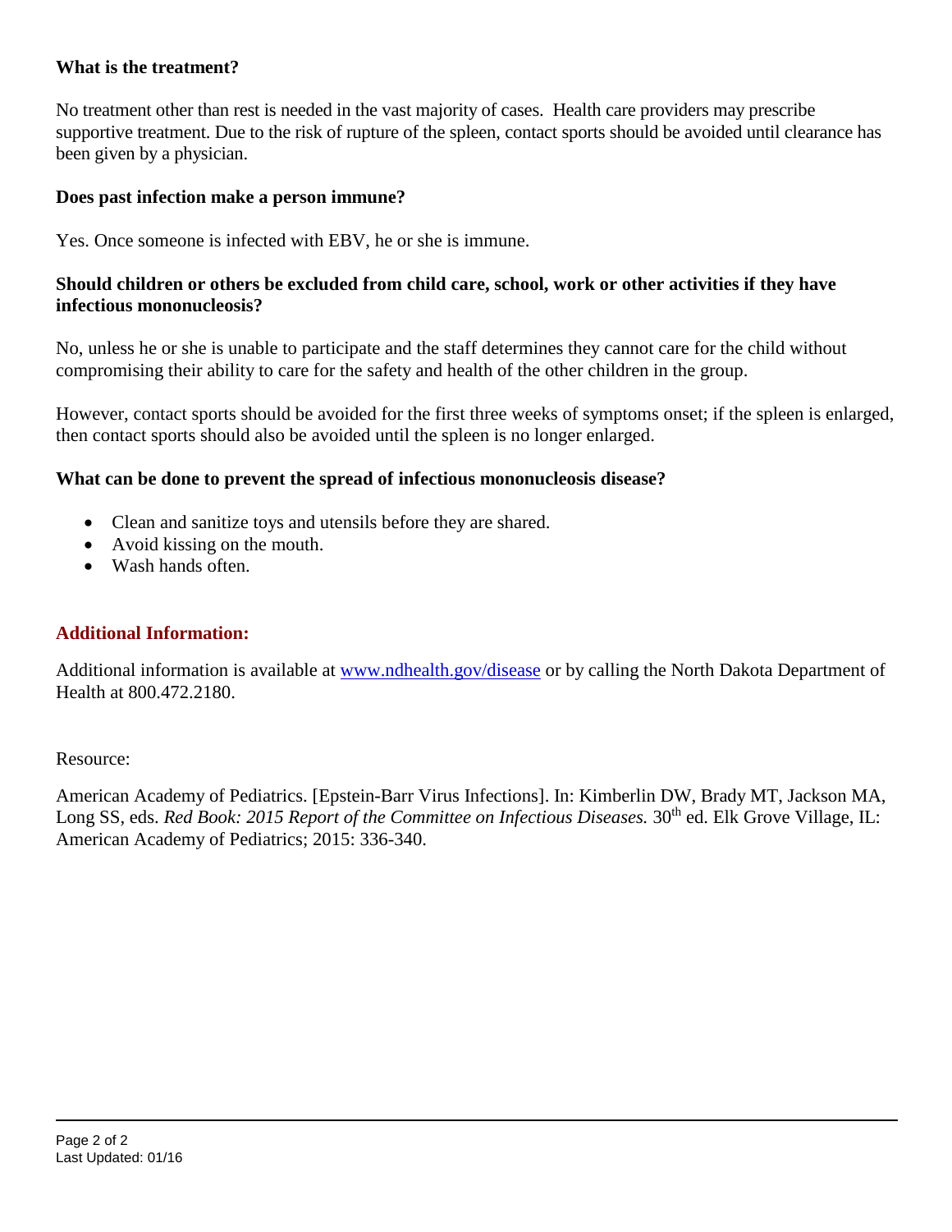### What is the treatment?

No treatment other than rest is needed in the vast majority of cases. Health care providers may prescribe supportive treatment. Due to the risk of rupture of the spleen, contact sports should be avoided until clearance has been given by a physician.

### Does past infection make a person immune?

Yes. Once someone is infected with EBV, he or she is immune.

### Should children or others be excluded from child care, school, work or other activities if they have infectious mononucleosis?

No, unless he or she is unable to participate and the staff determines they cannot care for the child without compromising their ability to care for the safety and health of the other children in the group.

However, contact sports should be avoided for the first three weeks of symptoms onset; if the spleen is enlarged, then contact sports should also be avoided until the spleen is no longer enlarged.

### What can be done to prevent the spread of infectious mononucleosis disease?

- Clean and sanitize toys and utensils before they are shared.
- Avoid kissing on the mouth.
- Wash hands often.

## Additional Information:

Additional information is available at [www.ndhealth.gov/disease](http://www.ndhealth.gov/disease) or by calling the North Dakota Department of Health at 800.472.2180.

Resource:

American Academy of Pediatrics. [Epstein-Barr Virus Infections]. In: Kimberlin DW, Brady MT, Jackson MA, Long SS, eds. *Red Book: 2015 Report of the Committee on Infectious Diseases.* 30th ed. Elk Grove Village, IL: American Academy of Pediatrics; 2015: 336-340.

Last Updated: 01/16